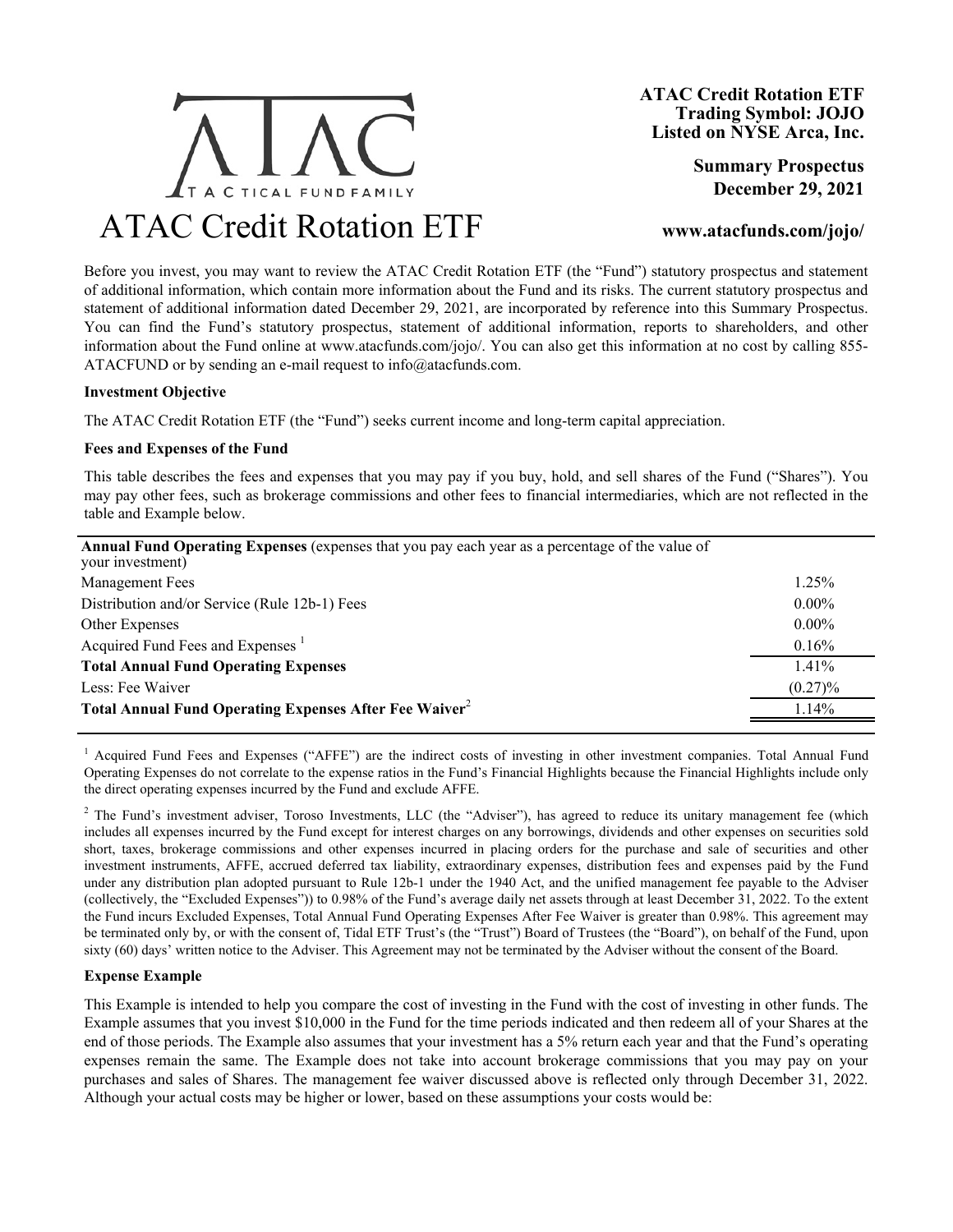ATAC
TACTICAL FUND FAMILY

# ATAC Credit Rotation ETF

**ATAC Credit Rotation ETF**
**Trading Symbol: JOJO**
**Listed on NYSE Arca, Inc.**

**Summary Prospectus**
**December 29, 2021**

**www.atacfunds.com/jojo/**

Before you invest, you may want to review the ATAC Credit Rotation ETF (the "Fund") statutory prospectus and statement of additional information, which contain more information about the Fund and its risks. The current statutory prospectus and statement of additional information dated December 29, 2021, are incorporated by reference into this Summary Prospectus. You can find the Fund's statutory prospectus, statement of additional information, reports to shareholders, and other information about the Fund online at www.atacfunds.com/jojo/. You can also get this information at no cost by calling 855-ATACFUND or by sending an e-mail request to info@atacfunds.com.

**Investment Objective**

The ATAC Credit Rotation ETF (the "Fund") seeks current income and long-term capital appreciation.

**Fees and Expenses of the Fund**

This table describes the fees and expenses that you may pay if you buy, hold, and sell shares of the Fund ("Shares"). You may pay other fees, such as brokerage commissions and other fees to financial intermediaries, which are not reflected in the table and Example below.

| **Annual Fund Operating Expenses** (expenses that you pay each year as a percentage of the value of your investment) | |
|---|---|
| Management Fees | 1.25% |
| Distribution and/or Service (Rule 12b-1) Fees | 0.00% |
| Other Expenses | 0.00% |
| Acquired Fund Fees and Expenses [1] | 0.16% |
| **Total Annual Fund Operating Expenses** | 1.41% |
| Less: Fee Waiver | (0.27)% |
| **Total Annual Fund Operating Expenses After Fee Waiver**[2] | 1.14% |

[1] Acquired Fund Fees and Expenses ("AFFE") are the indirect costs of investing in other investment companies. Total Annual Fund Operating Expenses do not correlate to the expense ratios in the Fund's Financial Highlights because the Financial Highlights include only the direct operating expenses incurred by the Fund and exclude AFFE.

[2] The Fund's investment adviser, Toroso Investments, LLC (the "Adviser"), has agreed to reduce its unitary management fee (which includes all expenses incurred by the Fund except for interest charges on any borrowings, dividends and other expenses on securities sold short, taxes, brokerage commissions and other expenses incurred in placing orders for the purchase and sale of securities and other investment instruments, AFFE, accrued deferred tax liability, extraordinary expenses, distribution fees and expenses paid by the Fund under any distribution plan adopted pursuant to Rule 12b-1 under the 1940 Act, and the unified management fee payable to the Adviser (collectively, the "Excluded Expenses")) to 0.98% of the Fund's average daily net assets through at least December 31, 2022. To the extent the Fund incurs Excluded Expenses, Total Annual Fund Operating Expenses After Fee Waiver is greater than 0.98%. This agreement may be terminated only by, or with the consent of, Tidal ETF Trust's (the "Trust") Board of Trustees (the "Board"), on behalf of the Fund, upon sixty (60) days' written notice to the Adviser. This Agreement may not be terminated by the Adviser without the consent of the Board.

**Expense Example**

This Example is intended to help you compare the cost of investing in the Fund with the cost of investing in other funds. The Example assumes that you invest $10,000 in the Fund for the time periods indicated and then redeem all of your Shares at the end of those periods. The Example also assumes that your investment has a 5% return each year and that the Fund's operating expenses remain the same. The Example does not take into account brokerage commissions that you may pay on your purchases and sales of Shares. The management fee waiver discussed above is reflected only through December 31, 2022. Although your actual costs may be higher or lower, based on these assumptions your costs would be: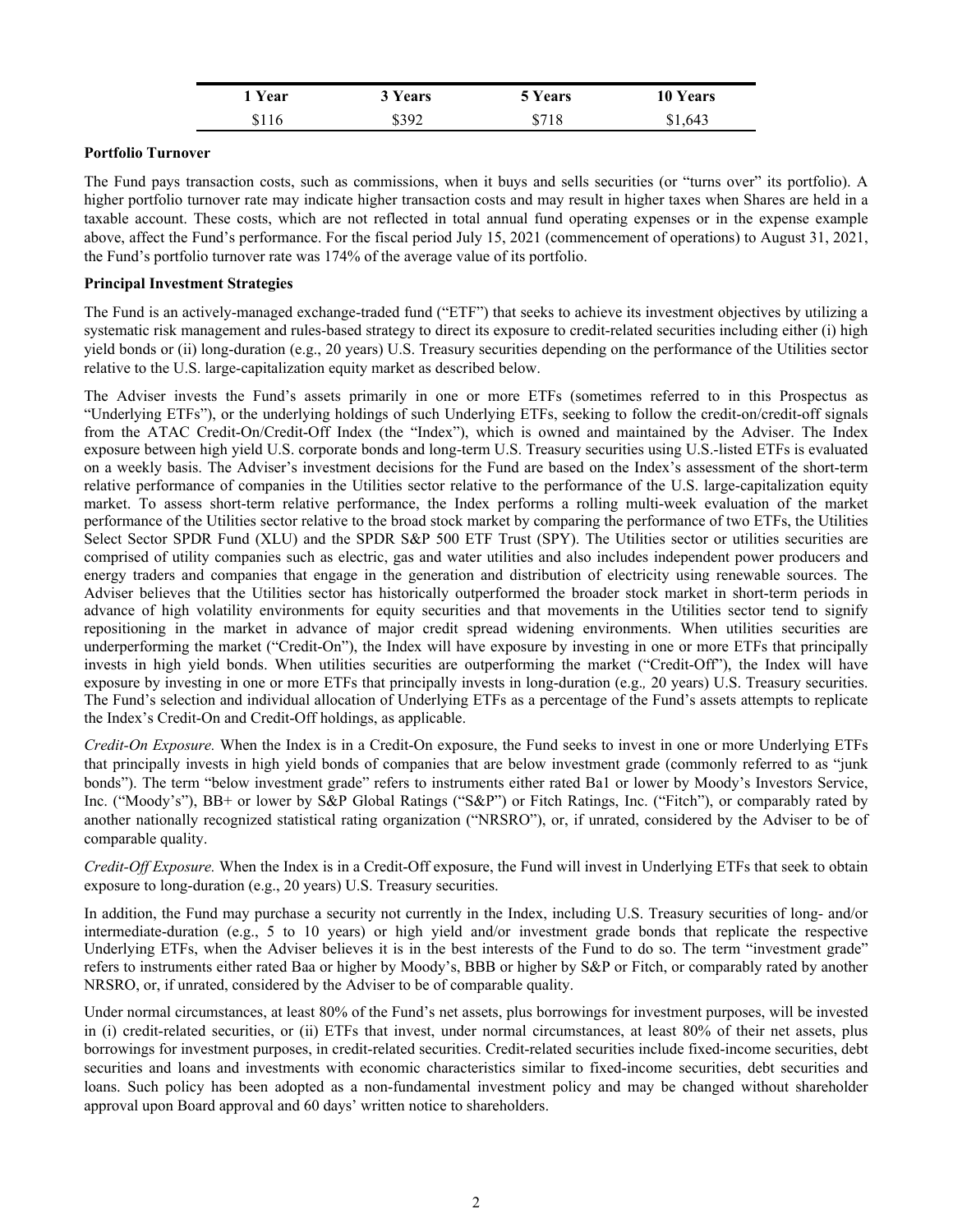| 1 Year | 3 Years | 5 Years | 10 Years |
|---|---|---|---|
| $116 | $392 | $718 | $1,643 |

**Portfolio Turnover**

The Fund pays transaction costs, such as commissions, when it buys and sells securities (or "turns over" its portfolio). A higher portfolio turnover rate may indicate higher transaction costs and may result in higher taxes when Shares are held in a taxable account. These costs, which are not reflected in total annual fund operating expenses or in the expense example above, affect the Fund's performance. For the fiscal period July 15, 2021 (commencement of operations) to August 31, 2021, the Fund's portfolio turnover rate was 174% of the average value of its portfolio.

**Principal Investment Strategies**

The Fund is an actively-managed exchange-traded fund ("ETF") that seeks to achieve its investment objectives by utilizing a systematic risk management and rules-based strategy to direct its exposure to credit-related securities including either (i) high yield bonds or (ii) long-duration (e.g., 20 years) U.S. Treasury securities depending on the performance of the Utilities sector relative to the U.S. large-capitalization equity market as described below.

The Adviser invests the Fund's assets primarily in one or more ETFs (sometimes referred to in this Prospectus as "Underlying ETFs"), or the underlying holdings of such Underlying ETFs, seeking to follow the credit-on/credit-off signals from the ATAC Credit-On/Credit-Off Index (the "Index"), which is owned and maintained by the Adviser. The Index exposure between high yield U.S. corporate bonds and long-term U.S. Treasury securities using U.S.-listed ETFs is evaluated on a weekly basis. The Adviser's investment decisions for the Fund are based on the Index's assessment of the short-term relative performance of companies in the Utilities sector relative to the performance of the U.S. large-capitalization equity market. To assess short-term relative performance, the Index performs a rolling multi-week evaluation of the market performance of the Utilities sector relative to the broad stock market by comparing the performance of two ETFs, the Utilities Select Sector SPDR Fund (XLU) and the SPDR S&P 500 ETF Trust (SPY). The Utilities sector or utilities securities are comprised of utility companies such as electric, gas and water utilities and also includes independent power producers and energy traders and companies that engage in the generation and distribution of electricity using renewable sources. The Adviser believes that the Utilities sector has historically outperformed the broader stock market in short-term periods in advance of high volatility environments for equity securities and that movements in the Utilities sector tend to signify repositioning in the market in advance of major credit spread widening environments. When utilities securities are underperforming the market ("Credit-On"), the Index will have exposure by investing in one or more ETFs that principally invests in high yield bonds. When utilities securities are outperforming the market ("Credit-Off"), the Index will have exposure by investing in one or more ETFs that principally invests in long-duration (e.g., 20 years) U.S. Treasury securities. The Fund's selection and individual allocation of Underlying ETFs as a percentage of the Fund's assets attempts to replicate the Index's Credit-On and Credit-Off holdings, as applicable.

*Credit-On Exposure.* When the Index is in a Credit-On exposure, the Fund seeks to invest in one or more Underlying ETFs that principally invests in high yield bonds of companies that are below investment grade (commonly referred to as "junk bonds"). The term "below investment grade" refers to instruments either rated Ba1 or lower by Moody's Investors Service, Inc. ("Moody's"), BB+ or lower by S&P Global Ratings ("S&P") or Fitch Ratings, Inc. ("Fitch"), or comparably rated by another nationally recognized statistical rating organization ("NRSRO"), or, if unrated, considered by the Adviser to be of comparable quality.

*Credit-Off Exposure.* When the Index is in a Credit-Off exposure, the Fund will invest in Underlying ETFs that seek to obtain exposure to long-duration (e.g., 20 years) U.S. Treasury securities.

In addition, the Fund may purchase a security not currently in the Index, including U.S. Treasury securities of long- and/or intermediate-duration (e.g., 5 to 10 years) or high yield and/or investment grade bonds that replicate the respective Underlying ETFs, when the Adviser believes it is in the best interests of the Fund to do so. The term "investment grade" refers to instruments either rated Baa or higher by Moody's, BBB or higher by S&P or Fitch, or comparably rated by another NRSRO, or, if unrated, considered by the Adviser to be of comparable quality.

Under normal circumstances, at least 80% of the Fund's net assets, plus borrowings for investment purposes, will be invested in (i) credit-related securities, or (ii) ETFs that invest, under normal circumstances, at least 80% of their net assets, plus borrowings for investment purposes, in credit-related securities. Credit-related securities include fixed-income securities, debt securities and loans and investments with economic characteristics similar to fixed-income securities, debt securities and loans. Such policy has been adopted as a non-fundamental investment policy and may be changed without shareholder approval upon Board approval and 60 days' written notice to shareholders.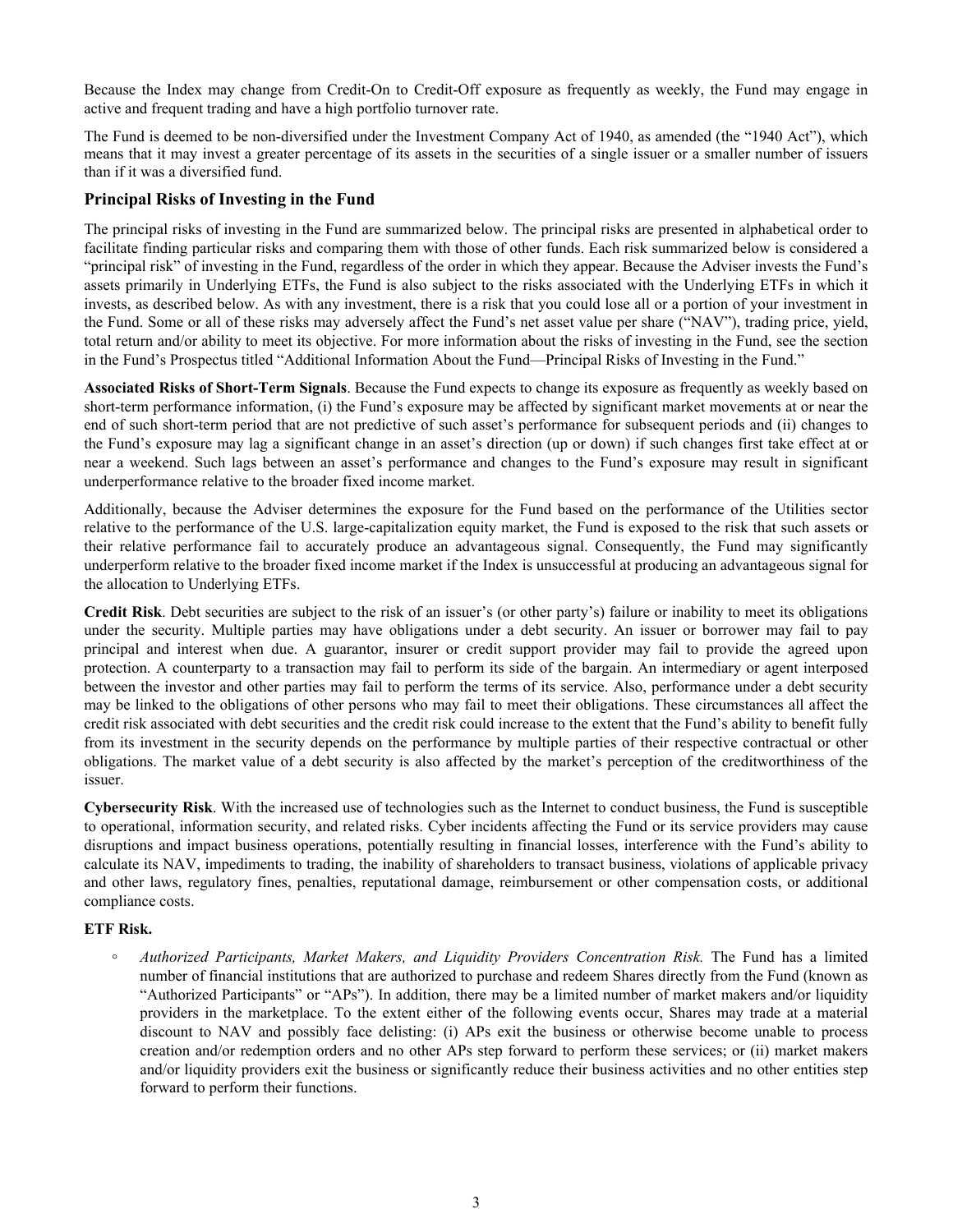Because the Index may change from Credit-On to Credit-Off exposure as frequently as weekly, the Fund may engage in active and frequent trading and have a high portfolio turnover rate.

The Fund is deemed to be non-diversified under the Investment Company Act of 1940, as amended (the "1940 Act"), which means that it may invest a greater percentage of its assets in the securities of a single issuer or a smaller number of issuers than if it was a diversified fund.

## Principal Risks of Investing in the Fund

The principal risks of investing in the Fund are summarized below. The principal risks are presented in alphabetical order to facilitate finding particular risks and comparing them with those of other funds. Each risk summarized below is considered a "principal risk" of investing in the Fund, regardless of the order in which they appear. Because the Adviser invests the Fund's assets primarily in Underlying ETFs, the Fund is also subject to the risks associated with the Underlying ETFs in which it invests, as described below. As with any investment, there is a risk that you could lose all or a portion of your investment in the Fund. Some or all of these risks may adversely affect the Fund's net asset value per share ("NAV"), trading price, yield, total return and/or ability to meet its objective. For more information about the risks of investing in the Fund, see the section in the Fund's Prospectus titled "Additional Information About the Fund—Principal Risks of Investing in the Fund."

**Associated Risks of Short-Term Signals**. Because the Fund expects to change its exposure as frequently as weekly based on short-term performance information, (i) the Fund's exposure may be affected by significant market movements at or near the end of such short-term period that are not predictive of such asset's performance for subsequent periods and (ii) changes to the Fund's exposure may lag a significant change in an asset's direction (up or down) if such changes first take effect at or near a weekend. Such lags between an asset's performance and changes to the Fund's exposure may result in significant underperformance relative to the broader fixed income market.

Additionally, because the Adviser determines the exposure for the Fund based on the performance of the Utilities sector relative to the performance of the U.S. large-capitalization equity market, the Fund is exposed to the risk that such assets or their relative performance fail to accurately produce an advantageous signal. Consequently, the Fund may significantly underperform relative to the broader fixed income market if the Index is unsuccessful at producing an advantageous signal for the allocation to Underlying ETFs.

**Credit Risk**. Debt securities are subject to the risk of an issuer's (or other party's) failure or inability to meet its obligations under the security. Multiple parties may have obligations under a debt security. An issuer or borrower may fail to pay principal and interest when due. A guarantor, insurer or credit support provider may fail to provide the agreed upon protection. A counterparty to a transaction may fail to perform its side of the bargain. An intermediary or agent interposed between the investor and other parties may fail to perform the terms of its service. Also, performance under a debt security may be linked to the obligations of other persons who may fail to meet their obligations. These circumstances all affect the credit risk associated with debt securities and the credit risk could increase to the extent that the Fund's ability to benefit fully from its investment in the security depends on the performance by multiple parties of their respective contractual or other obligations. The market value of a debt security is also affected by the market's perception of the creditworthiness of the issuer.

**Cybersecurity Risk**. With the increased use of technologies such as the Internet to conduct business, the Fund is susceptible to operational, information security, and related risks. Cyber incidents affecting the Fund or its service providers may cause disruptions and impact business operations, potentially resulting in financial losses, interference with the Fund's ability to calculate its NAV, impediments to trading, the inability of shareholders to transact business, violations of applicable privacy and other laws, regulatory fines, penalties, reputational damage, reimbursement or other compensation costs, or additional compliance costs.

**ETF Risk.**

- *Authorized Participants, Market Makers, and Liquidity Providers Concentration Risk.* The Fund has a limited number of financial institutions that are authorized to purchase and redeem Shares directly from the Fund (known as "Authorized Participants" or "APs"). In addition, there may be a limited number of market makers and/or liquidity providers in the marketplace. To the extent either of the following events occur, Shares may trade at a material discount to NAV and possibly face delisting: (i) APs exit the business or otherwise become unable to process creation and/or redemption orders and no other APs step forward to perform these services; or (ii) market makers and/or liquidity providers exit the business or significantly reduce their business activities and no other entities step forward to perform their functions.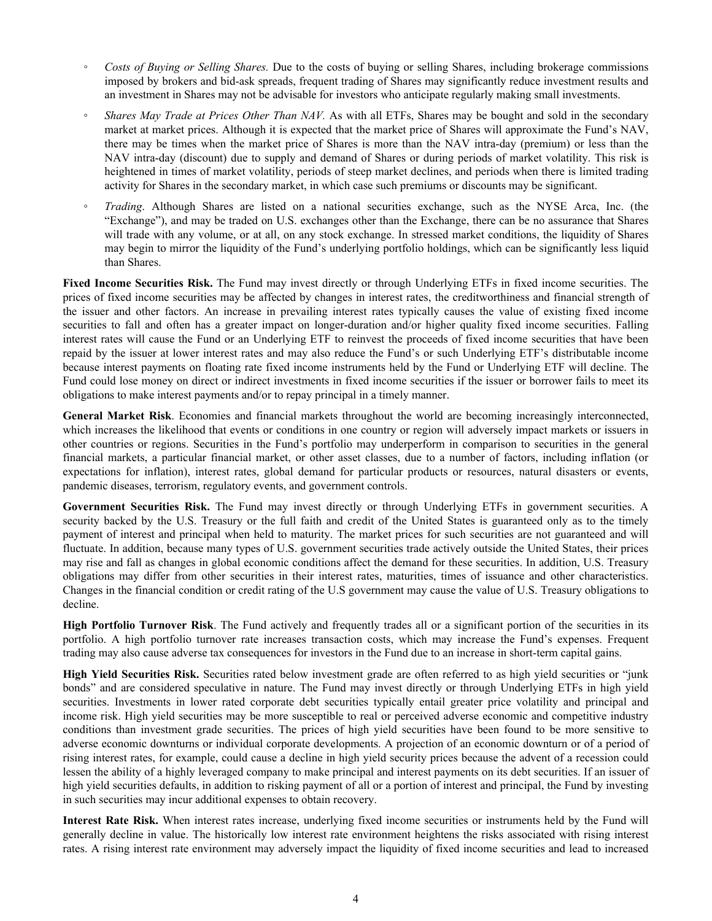- *Costs of Buying or Selling Shares.* Due to the costs of buying or selling Shares, including brokerage commissions imposed by brokers and bid-ask spreads, frequent trading of Shares may significantly reduce investment results and an investment in Shares may not be advisable for investors who anticipate regularly making small investments.
- *Shares May Trade at Prices Other Than NAV.* As with all ETFs, Shares may be bought and sold in the secondary market at market prices. Although it is expected that the market price of Shares will approximate the Fund's NAV, there may be times when the market price of Shares is more than the NAV intra-day (premium) or less than the NAV intra-day (discount) due to supply and demand of Shares or during periods of market volatility. This risk is heightened in times of market volatility, periods of steep market declines, and periods when there is limited trading activity for Shares in the secondary market, in which case such premiums or discounts may be significant.
- *Trading*. Although Shares are listed on a national securities exchange, such as the NYSE Arca, Inc. (the "Exchange"), and may be traded on U.S. exchanges other than the Exchange, there can be no assurance that Shares will trade with any volume, or at all, on any stock exchange. In stressed market conditions, the liquidity of Shares may begin to mirror the liquidity of the Fund's underlying portfolio holdings, which can be significantly less liquid than Shares.

**Fixed Income Securities Risk.** The Fund may invest directly or through Underlying ETFs in fixed income securities. The prices of fixed income securities may be affected by changes in interest rates, the creditworthiness and financial strength of the issuer and other factors. An increase in prevailing interest rates typically causes the value of existing fixed income securities to fall and often has a greater impact on longer-duration and/or higher quality fixed income securities. Falling interest rates will cause the Fund or an Underlying ETF to reinvest the proceeds of fixed income securities that have been repaid by the issuer at lower interest rates and may also reduce the Fund's or such Underlying ETF's distributable income because interest payments on floating rate fixed income instruments held by the Fund or Underlying ETF will decline. The Fund could lose money on direct or indirect investments in fixed income securities if the issuer or borrower fails to meet its obligations to make interest payments and/or to repay principal in a timely manner.

**General Market Risk**. Economies and financial markets throughout the world are becoming increasingly interconnected, which increases the likelihood that events or conditions in one country or region will adversely impact markets or issuers in other countries or regions. Securities in the Fund's portfolio may underperform in comparison to securities in the general financial markets, a particular financial market, or other asset classes, due to a number of factors, including inflation (or expectations for inflation), interest rates, global demand for particular products or resources, natural disasters or events, pandemic diseases, terrorism, regulatory events, and government controls.

**Government Securities Risk.** The Fund may invest directly or through Underlying ETFs in government securities. A security backed by the U.S. Treasury or the full faith and credit of the United States is guaranteed only as to the timely payment of interest and principal when held to maturity. The market prices for such securities are not guaranteed and will fluctuate. In addition, because many types of U.S. government securities trade actively outside the United States, their prices may rise and fall as changes in global economic conditions affect the demand for these securities. In addition, U.S. Treasury obligations may differ from other securities in their interest rates, maturities, times of issuance and other characteristics. Changes in the financial condition or credit rating of the U.S government may cause the value of U.S. Treasury obligations to decline.

**High Portfolio Turnover Risk**. The Fund actively and frequently trades all or a significant portion of the securities in its portfolio. A high portfolio turnover rate increases transaction costs, which may increase the Fund's expenses. Frequent trading may also cause adverse tax consequences for investors in the Fund due to an increase in short-term capital gains.

**High Yield Securities Risk.** Securities rated below investment grade are often referred to as high yield securities or "junk bonds" and are considered speculative in nature. The Fund may invest directly or through Underlying ETFs in high yield securities. Investments in lower rated corporate debt securities typically entail greater price volatility and principal and income risk. High yield securities may be more susceptible to real or perceived adverse economic and competitive industry conditions than investment grade securities. The prices of high yield securities have been found to be more sensitive to adverse economic downturns or individual corporate developments. A projection of an economic downturn or of a period of rising interest rates, for example, could cause a decline in high yield security prices because the advent of a recession could lessen the ability of a highly leveraged company to make principal and interest payments on its debt securities. If an issuer of high yield securities defaults, in addition to risking payment of all or a portion of interest and principal, the Fund by investing in such securities may incur additional expenses to obtain recovery.

**Interest Rate Risk.** When interest rates increase, underlying fixed income securities or instruments held by the Fund will generally decline in value. The historically low interest rate environment heightens the risks associated with rising interest rates. A rising interest rate environment may adversely impact the liquidity of fixed income securities and lead to increased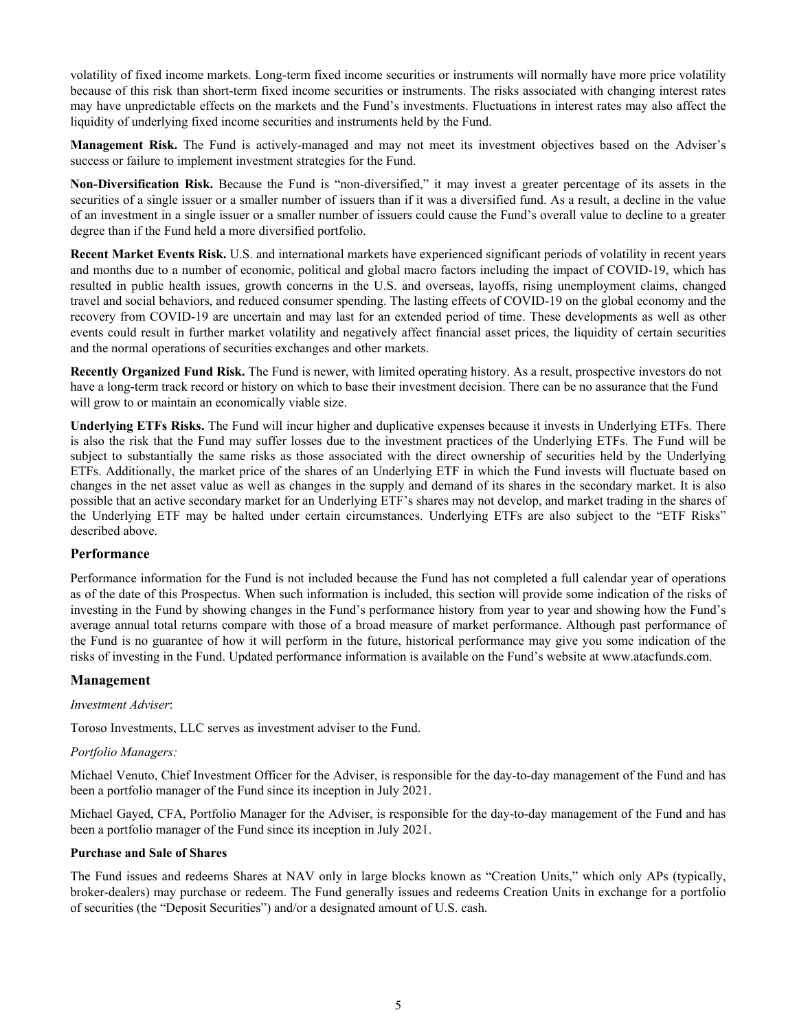volatility of fixed income markets. Long-term fixed income securities or instruments will normally have more price volatility because of this risk than short-term fixed income securities or instruments. The risks associated with changing interest rates may have unpredictable effects on the markets and the Fund's investments. Fluctuations in interest rates may also affect the liquidity of underlying fixed income securities and instruments held by the Fund.

**Management Risk.** The Fund is actively-managed and may not meet its investment objectives based on the Adviser's success or failure to implement investment strategies for the Fund.

**Non-Diversification Risk.** Because the Fund is "non-diversified," it may invest a greater percentage of its assets in the securities of a single issuer or a smaller number of issuers than if it was a diversified fund. As a result, a decline in the value of an investment in a single issuer or a smaller number of issuers could cause the Fund's overall value to decline to a greater degree than if the Fund held a more diversified portfolio.

**Recent Market Events Risk.** U.S. and international markets have experienced significant periods of volatility in recent years and months due to a number of economic, political and global macro factors including the impact of COVID-19, which has resulted in public health issues, growth concerns in the U.S. and overseas, layoffs, rising unemployment claims, changed travel and social behaviors, and reduced consumer spending. The lasting effects of COVID-19 on the global economy and the recovery from COVID-19 are uncertain and may last for an extended period of time. These developments as well as other events could result in further market volatility and negatively affect financial asset prices, the liquidity of certain securities and the normal operations of securities exchanges and other markets.

**Recently Organized Fund Risk.** The Fund is newer, with limited operating history. As a result, prospective investors do not have a long-term track record or history on which to base their investment decision. There can be no assurance that the Fund will grow to or maintain an economically viable size.

**Underlying ETFs Risks.** The Fund will incur higher and duplicative expenses because it invests in Underlying ETFs. There is also the risk that the Fund may suffer losses due to the investment practices of the Underlying ETFs. The Fund will be subject to substantially the same risks as those associated with the direct ownership of securities held by the Underlying ETFs. Additionally, the market price of the shares of an Underlying ETF in which the Fund invests will fluctuate based on changes in the net asset value as well as changes in the supply and demand of its shares in the secondary market. It is also possible that an active secondary market for an Underlying ETF's shares may not develop, and market trading in the shares of the Underlying ETF may be halted under certain circumstances. Underlying ETFs are also subject to the "ETF Risks" described above.

## Performance

Performance information for the Fund is not included because the Fund has not completed a full calendar year of operations as of the date of this Prospectus. When such information is included, this section will provide some indication of the risks of investing in the Fund by showing changes in the Fund's performance history from year to year and showing how the Fund's average annual total returns compare with those of a broad measure of market performance. Although past performance of the Fund is no guarantee of how it will perform in the future, historical performance may give you some indication of the risks of investing in the Fund. Updated performance information is available on the Fund's website at www.atacfunds.com.

## Management

*Investment Adviser*:

Toroso Investments, LLC serves as investment adviser to the Fund.

*Portfolio Managers:*

Michael Venuto, Chief Investment Officer for the Adviser, is responsible for the day-to-day management of the Fund and has been a portfolio manager of the Fund since its inception in July 2021.

Michael Gayed, CFA, Portfolio Manager for the Adviser, is responsible for the day-to-day management of the Fund and has been a portfolio manager of the Fund since its inception in July 2021.

**Purchase and Sale of Shares**

The Fund issues and redeems Shares at NAV only in large blocks known as "Creation Units," which only APs (typically, broker-dealers) may purchase or redeem. The Fund generally issues and redeems Creation Units in exchange for a portfolio of securities (the "Deposit Securities") and/or a designated amount of U.S. cash.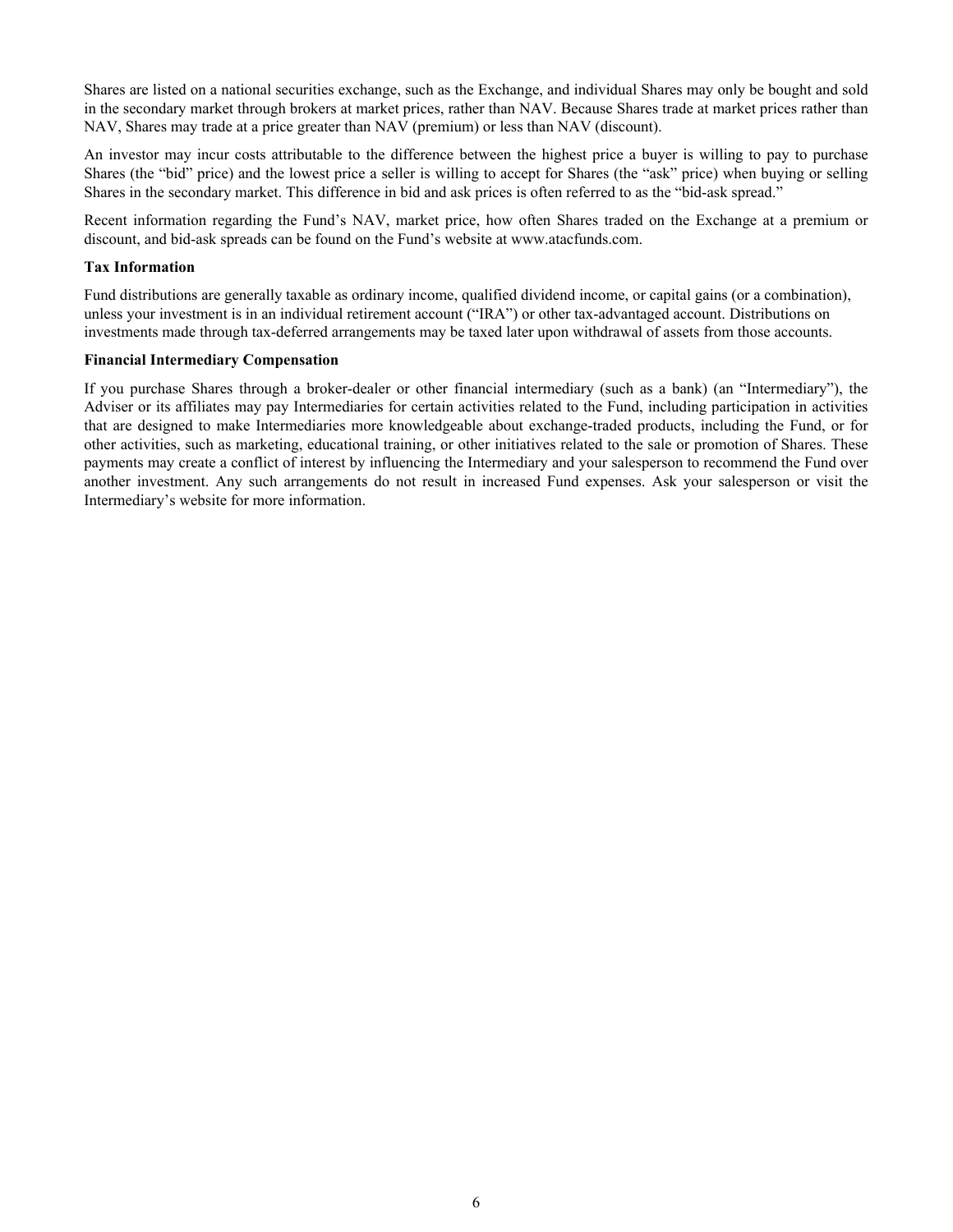Shares are listed on a national securities exchange, such as the Exchange, and individual Shares may only be bought and sold in the secondary market through brokers at market prices, rather than NAV. Because Shares trade at market prices rather than NAV, Shares may trade at a price greater than NAV (premium) or less than NAV (discount).

An investor may incur costs attributable to the difference between the highest price a buyer is willing to pay to purchase Shares (the "bid" price) and the lowest price a seller is willing to accept for Shares (the "ask" price) when buying or selling Shares in the secondary market. This difference in bid and ask prices is often referred to as the "bid-ask spread."

Recent information regarding the Fund's NAV, market price, how often Shares traded on the Exchange at a premium or discount, and bid-ask spreads can be found on the Fund's website at www.atacfunds.com.

**Tax Information**

Fund distributions are generally taxable as ordinary income, qualified dividend income, or capital gains (or a combination), unless your investment is in an individual retirement account ("IRA") or other tax-advantaged account. Distributions on investments made through tax-deferred arrangements may be taxed later upon withdrawal of assets from those accounts.

**Financial Intermediary Compensation**

If you purchase Shares through a broker-dealer or other financial intermediary (such as a bank) (an "Intermediary"), the Adviser or its affiliates may pay Intermediaries for certain activities related to the Fund, including participation in activities that are designed to make Intermediaries more knowledgeable about exchange-traded products, including the Fund, or for other activities, such as marketing, educational training, or other initiatives related to the sale or promotion of Shares. These payments may create a conflict of interest by influencing the Intermediary and your salesperson to recommend the Fund over another investment. Any such arrangements do not result in increased Fund expenses. Ask your salesperson or visit the Intermediary's website for more information.